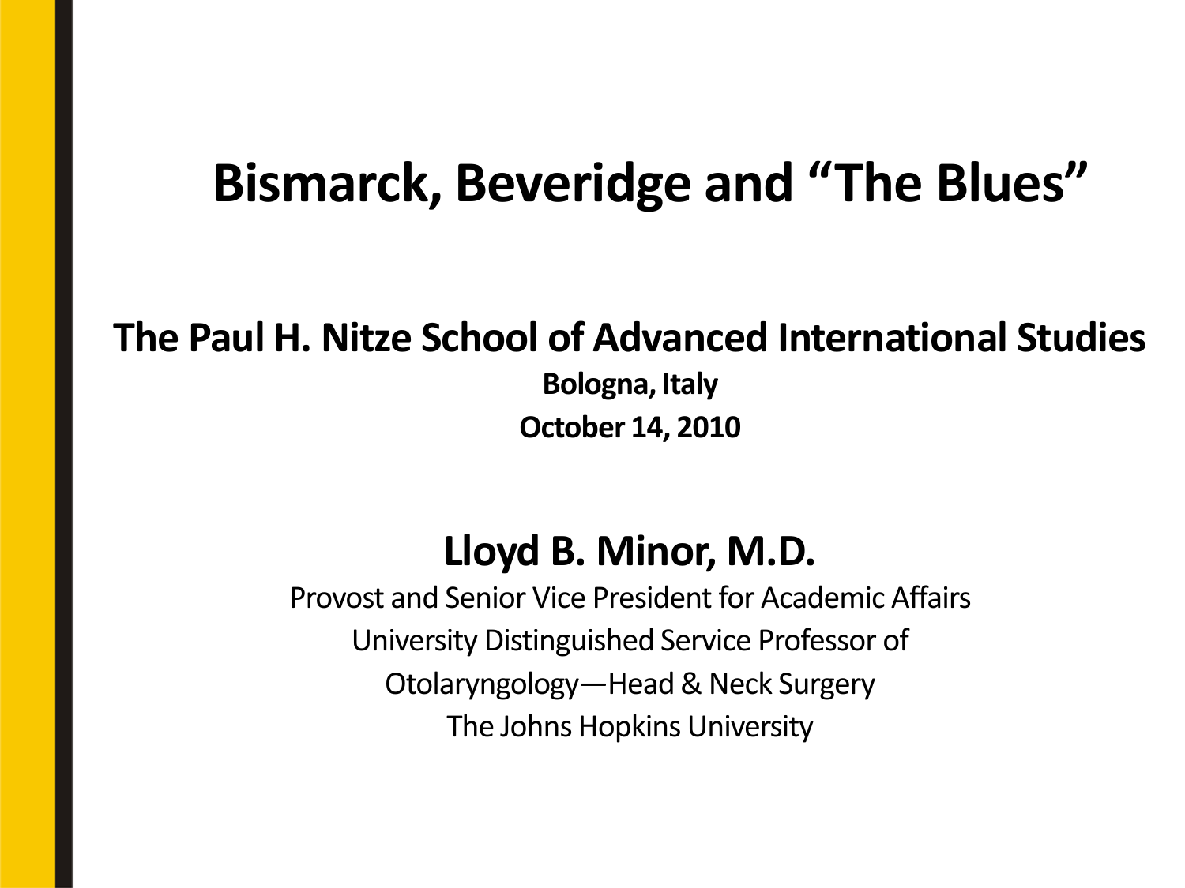# Bismarck, Beveridge and "The Blues"

**The Paul H. Nitze School of Advanced International Studies**

**Bologna, Italy**

**October 14, 2010**

## Lloyd B. Minor, M.D.

Provost and Senior Vice President for Academic Affairs

University Distinguished Service Professor of

Otolaryngology—Head & Neck Surgery

The Johns Hopkins University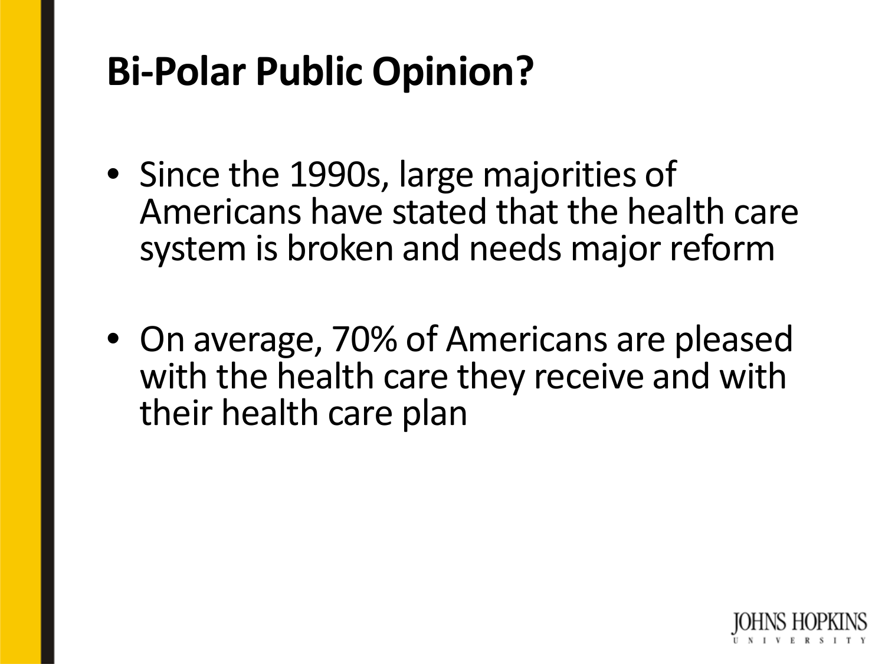# Bi-Polar Public Opinion?

- Since the 1990s, large majorities of Americans have stated that the health care system is broken and needs major reform
- On average, 70% of Americans are pleased with the health care they receive and with their health care plan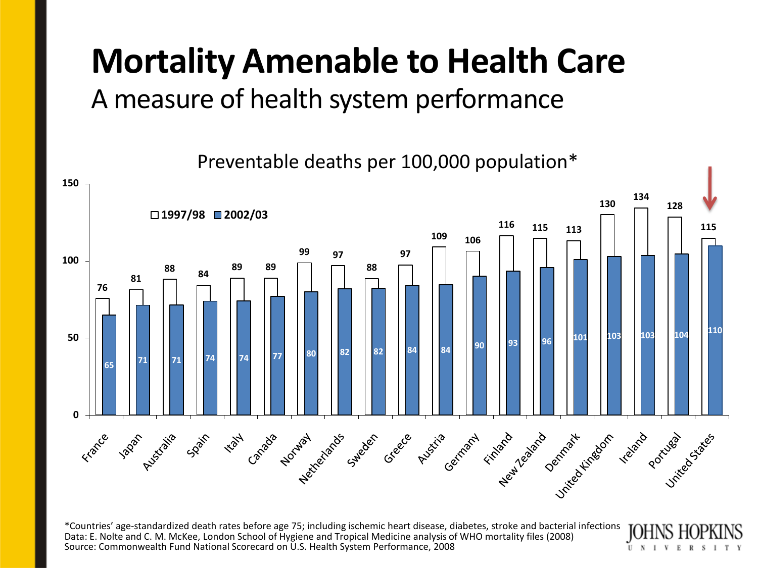# Mortality Amenable to Health Care

## A measure of health system performance

Preventable deaths per 100,000 population*

| Country | 1997/98 | 2002/03 |
|---|---|---|
| France | 76 | 65 |
| Japan | 81 | 71 |
| Australia | 88 | 71 |
| Spain | 84 | 74 |
| Italy | 89 | 74 |
| Canada | 89 | 77 |
| Norway | 99 | 80 |
| Netherlands | 97 | 82 |
| Sweden | 88 | 82 |
| Greece | 97 | 84 |
| Austria | 109 | 84 |
| Germany | 106 | 90 |
| Finland | 116 | 93 |
| New Zealand | 115 | 96 |
| Denmark | 113 | 101 |
| United Kingdom | 130 | 103 |
| Ireland | 134 | 103 |
| Portugal | 128 | 104 |
| United States | 115 | 110 |

*Countries' age-standardized death rates before age 75; including ischemic heart disease, diabetes, stroke and bacterial infections
Data: E. Nolte and C. M. McKee, London School of Hygiene and Tropical Medicine analysis of WHO mortality files (2008)
Source: Commonwealth Fund National Scorecard on U.S. Health System Performance, 2008

JOHNS HOPKINS UNIVERSITY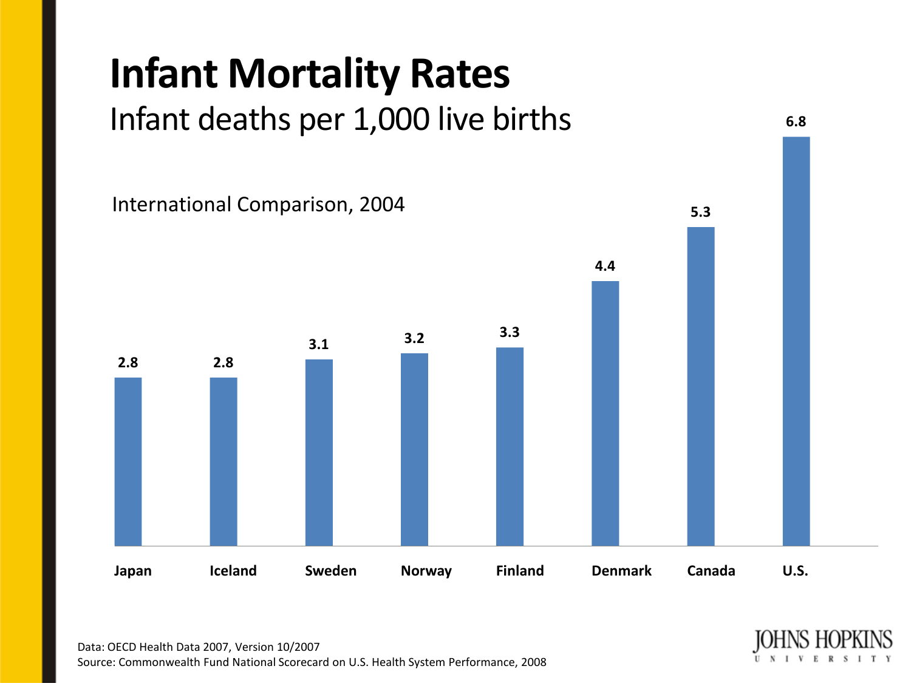# Infant Mortality Rates

## Infant deaths per 1,000 live births

International Comparison, 2004

| Country | Rate |
|---|---|
| Japan | 2.8 |
| Iceland | 2.8 |
| Sweden | 3.1 |
| Norway | 3.2 |
| Finland | 3.3 |
| Denmark | 4.4 |
| Canada | 5.3 |
| U.S. | 6.8 |

Data: OECD Health Data 2007, Version 10/2007
Source: Commonwealth Fund National Scorecard on U.S. Health System Performance, 2008

JOHNS HOPKINS UNIVERSITY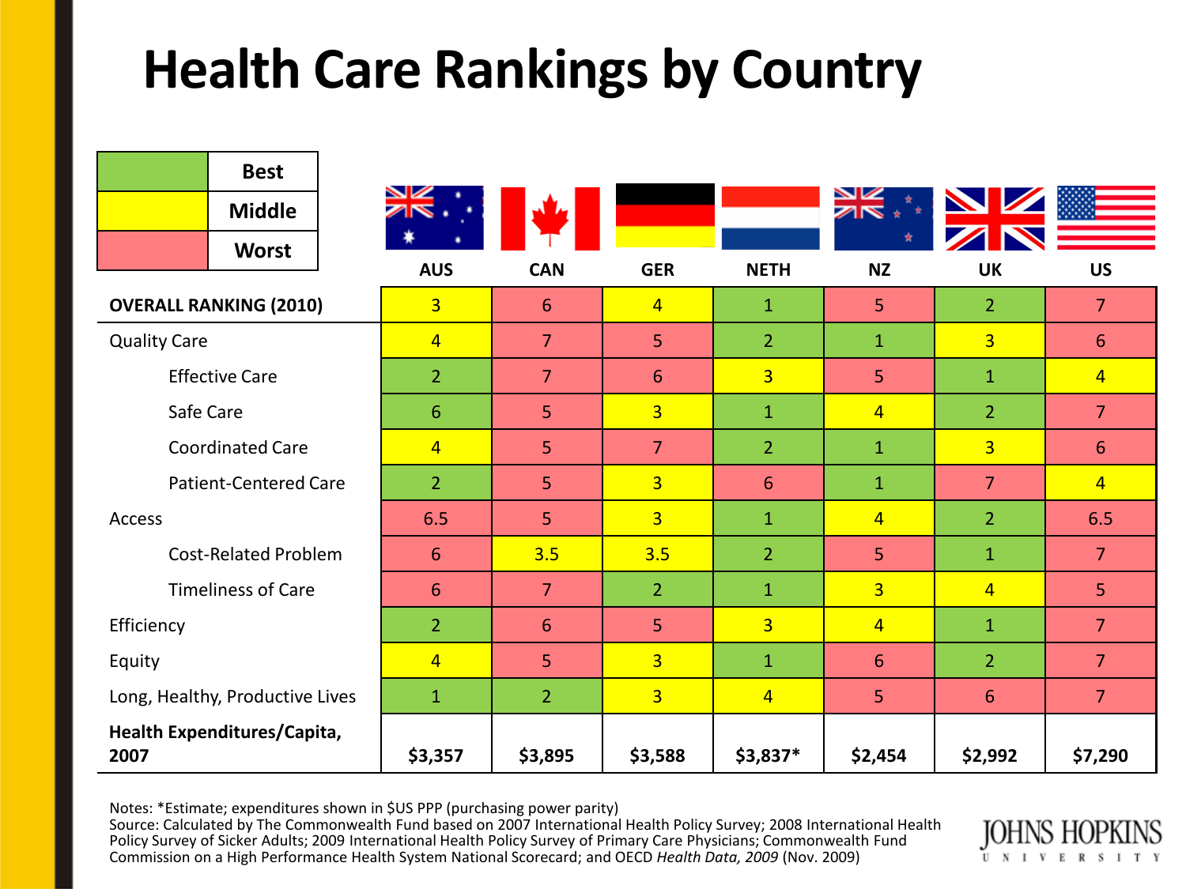# Health Care Rankings by Country

| Legend | |
|---|---|
| Green | Best |
| Yellow | Middle |
| Red | Worst |

| | AUS | CAN | GER | NETH | NZ | UK | US |
|---|---|---|---|---|---|---|---|
| **OVERALL RANKING (2010)** | 3 | 6 | 4 | 1 | 5 | 2 | 7 |
| Quality Care | 4 | 7 | 5 | 2 | 1 | 3 | 6 |
| Effective Care | 2 | 7 | 6 | 3 | 5 | 1 | 4 |
| Safe Care | 6 | 5 | 3 | 1 | 4 | 2 | 7 |
| Coordinated Care | 4 | 5 | 7 | 2 | 1 | 3 | 6 |
| Patient-Centered Care | 2 | 5 | 3 | 6 | 1 | 7 | 4 |
| Access | 6.5 | 5 | 3 | 1 | 4 | 2 | 6.5 |
| Cost-Related Problem | 6 | 3.5 | 3.5 | 2 | 5 | 1 | 7 |
| Timeliness of Care | 6 | 7 | 2 | 1 | 3 | 4 | 5 |
| Efficiency | 2 | 6 | 5 | 3 | 4 | 1 | 7 |
| Equity | 4 | 5 | 3 | 1 | 6 | 2 | 7 |
| Long, Healthy, Productive Lives | 1 | 2 | 3 | 4 | 5 | 6 | 7 |
| **Health Expenditures/Capita, 2007** | **$3,357** | **$3,895** | **$3,588** | **$3,837*** | **$2,454** | **$2,992** | **$7,290** |

Notes: *Estimate; expenditures shown in $US PPP (purchasing power parity)
Source: Calculated by The Commonwealth Fund based on 2007 International Health Policy Survey; 2008 International Health Policy Survey of Sicker Adults; 2009 International Health Policy Survey of Primary Care Physicians; Commonwealth Fund Commission on a High Performance Health System National Scorecard; and OECD *Health Data, 2009* (Nov. 2009)

JOHNS HOPKINS UNIVERSITY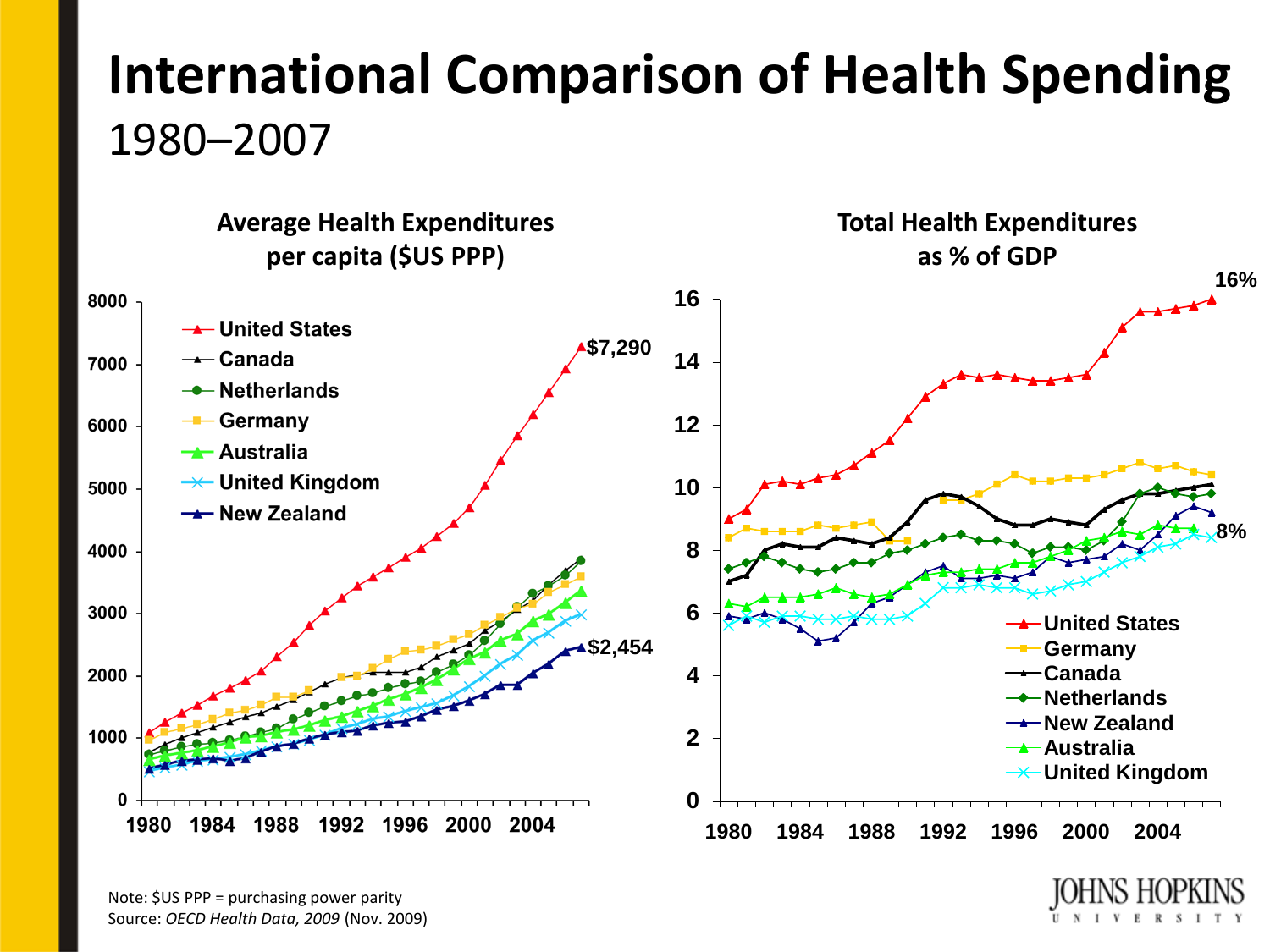# International Comparison of Health Spending

1980–2007

## Average Health Expenditures per capita ($US PPP)

United States, Canada, Netherlands, Germany, Australia, United Kingdom, New Zealand

$7,290

$2,454

## Total Health Expenditures as % of GDP

United States, Germany, Canada, Netherlands, New Zealand, Australia, United Kingdom

16%

8%

Note: $US PPP = purchasing power parity

Source: *OECD Health Data, 2009* (Nov. 2009)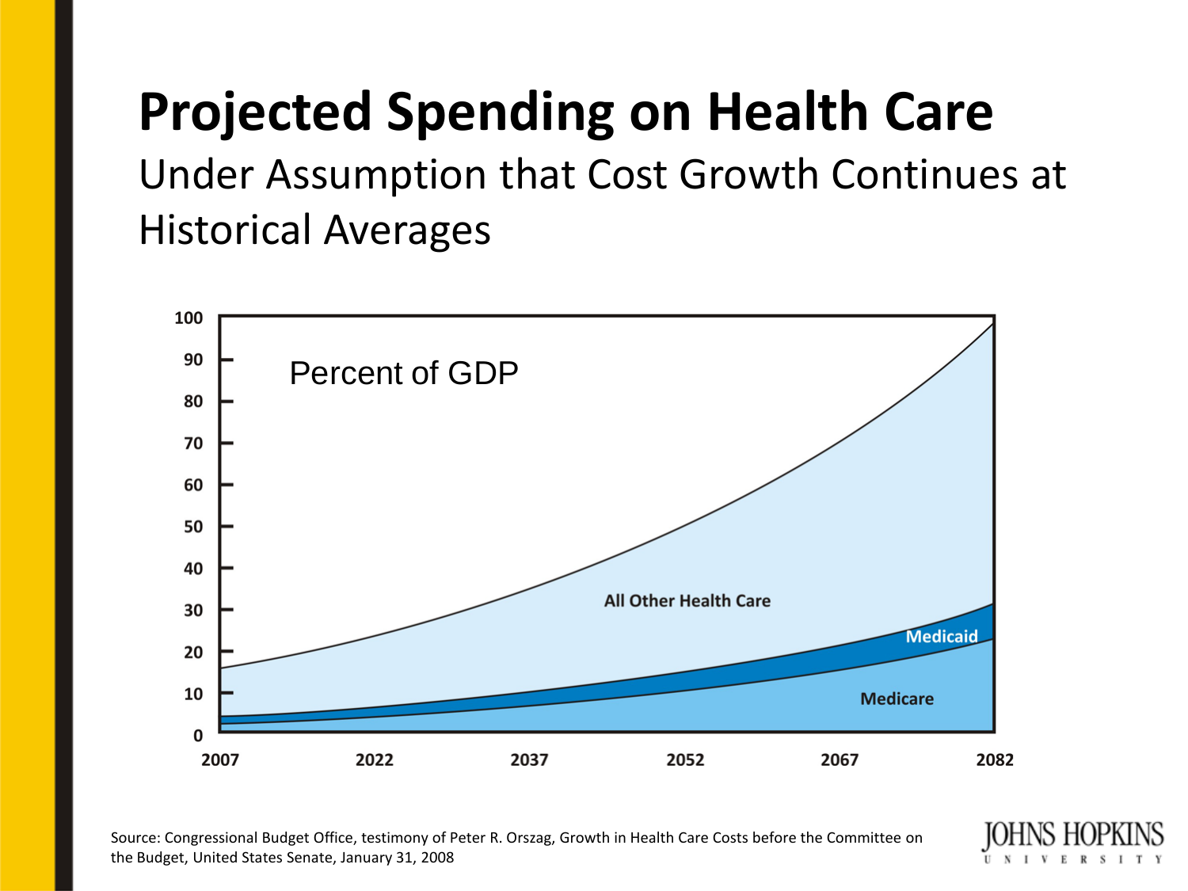# Projected Spending on Health Care

## Under Assumption that Cost Growth Continues at Historical Averages

Percent of GDP

All Other Health Care

Medicaid

Medicare

Source: Congressional Budget Office, testimony of Peter R. Orszag, Growth in Health Care Costs before the Committee on the Budget, United States Senate, January 31, 2008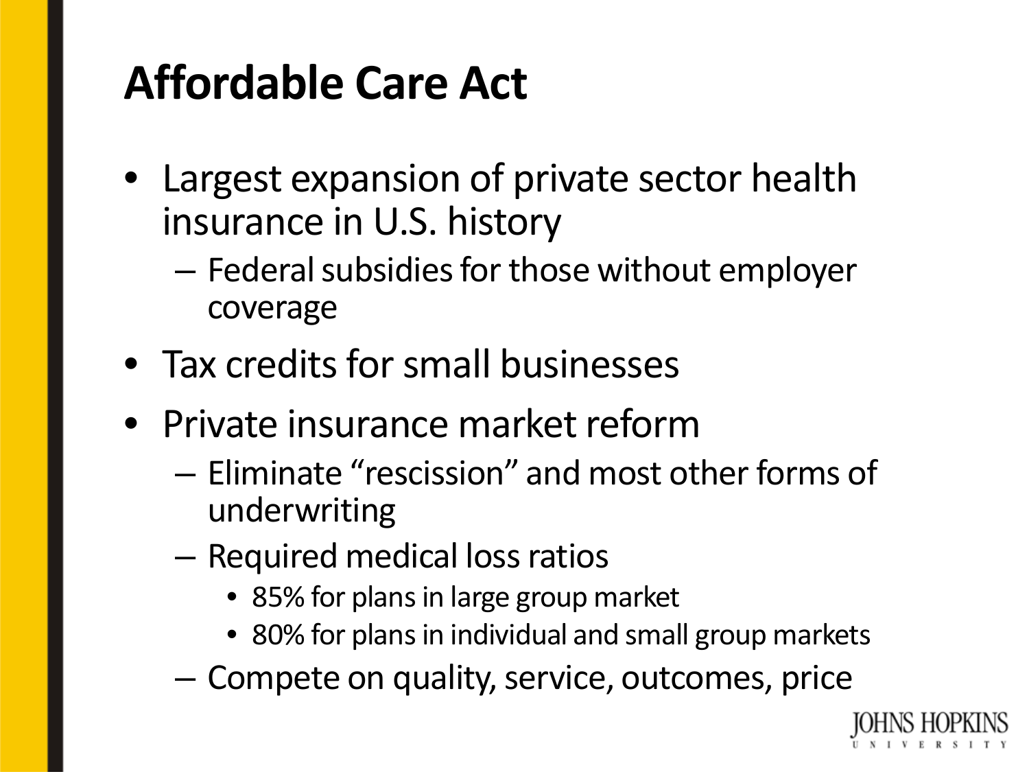# Affordable Care Act

- Largest expansion of private sector health insurance in U.S. history
  - Federal subsidies for those without employer coverage
- Tax credits for small businesses
- Private insurance market reform
  - Eliminate "rescission" and most other forms of underwriting
  - Required medical loss ratios
    - 85% for plans in large group market
    - 80% for plans in individual and small group markets
  - Compete on quality, service, outcomes, price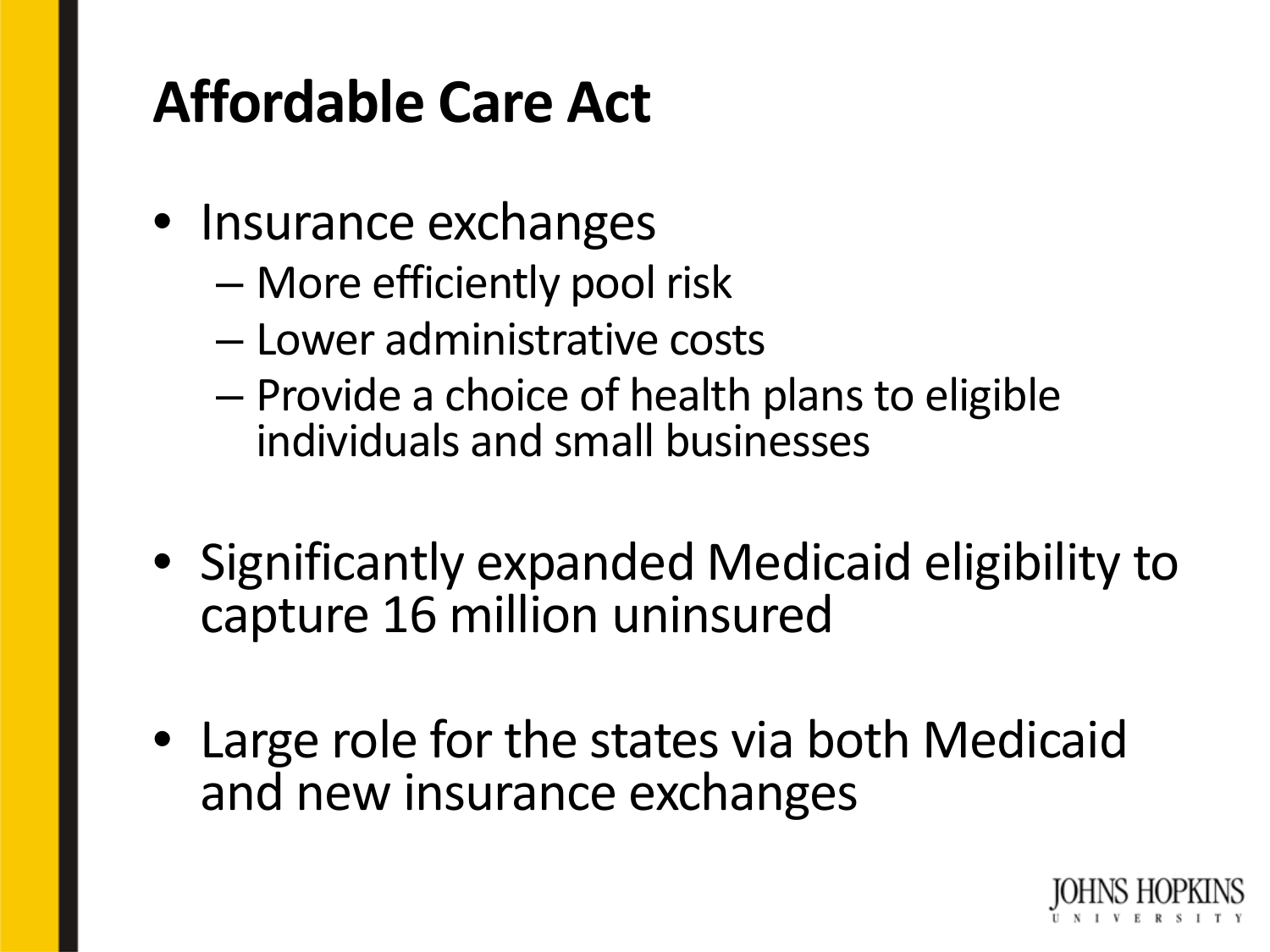# Affordable Care Act

- Insurance exchanges
  - More efficiently pool risk
  - Lower administrative costs
  - Provide a choice of health plans to eligible individuals and small businesses

- Significantly expanded Medicaid eligibility to capture 16 million uninsured

- Large role for the states via both Medicaid and new insurance exchanges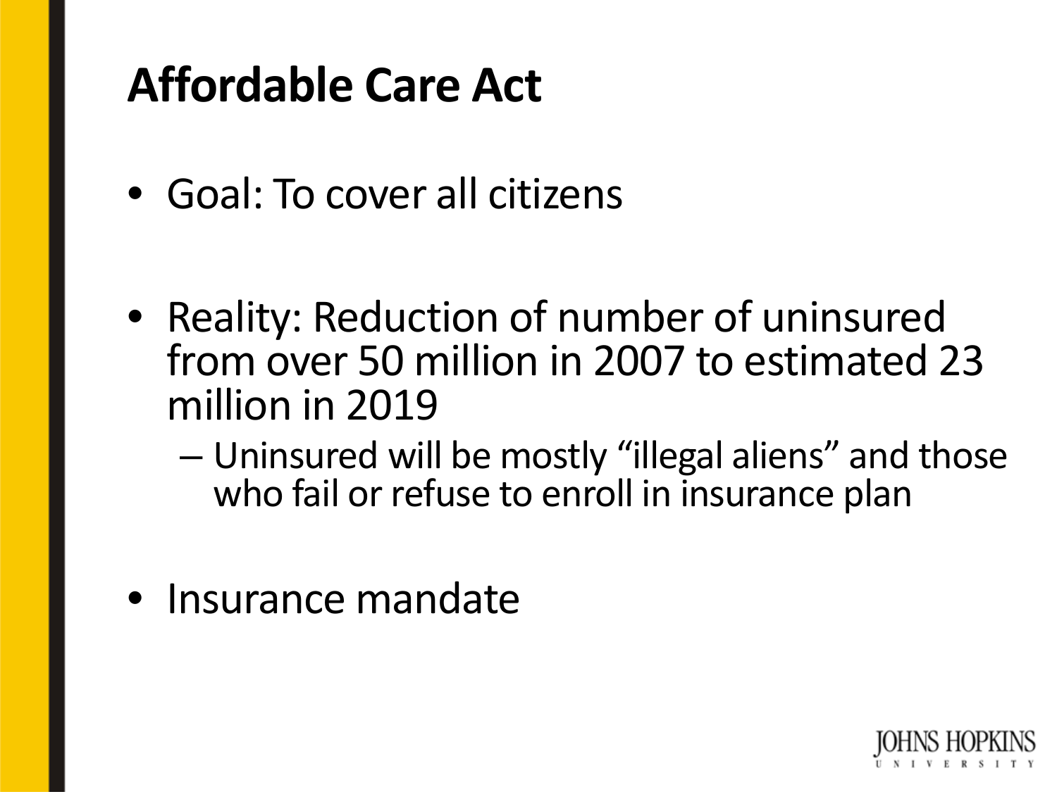# Affordable Care Act

- Goal: To cover all citizens

- Reality: Reduction of number of uninsured from over 50 million in 2007 to estimated 23 million in 2019
  - Uninsured will be mostly “illegal aliens” and those who fail or refuse to enroll in insurance plan

- Insurance mandate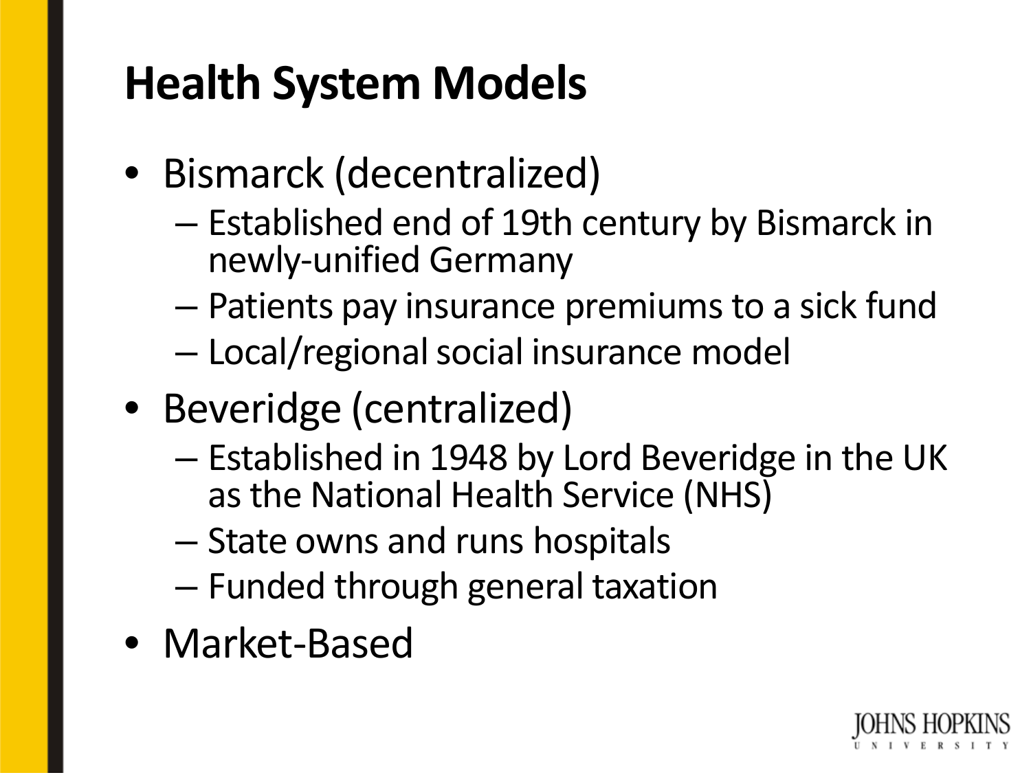# Health System Models

- Bismarck (decentralized)
  - Established end of 19th century by Bismarck in newly-unified Germany
  - Patients pay insurance premiums to a sick fund
  - Local/regional social insurance model
- Beveridge (centralized)
  - Established in 1948 by Lord Beveridge in the UK as the National Health Service (NHS)
  - State owns and runs hospitals
  - Funded through general taxation
- Market-Based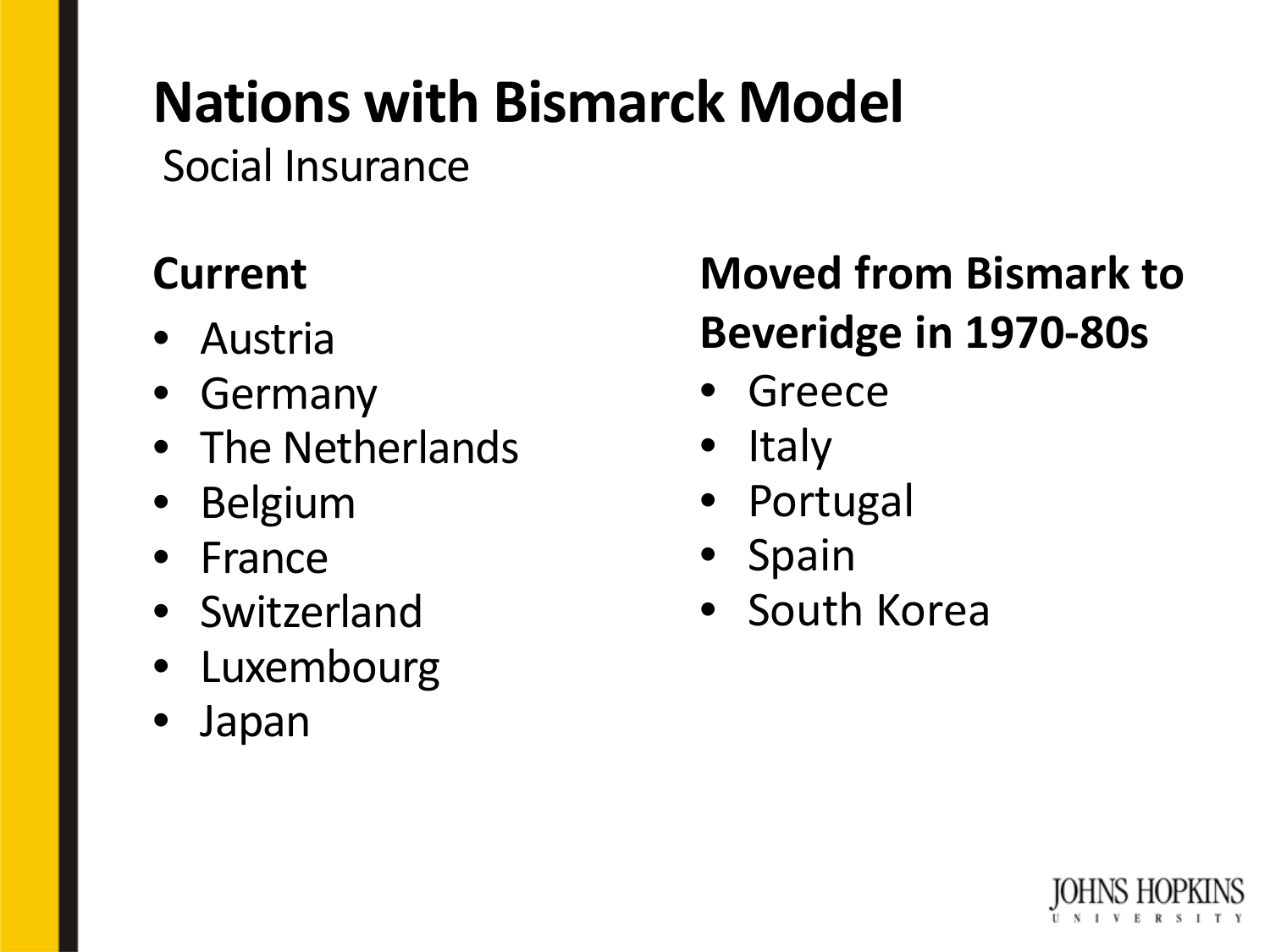# Nations with Bismarck Model

Social Insurance

**Current**

- Austria
- Germany
- The Netherlands
- Belgium
- France
- Switzerland
- Luxembourg
- Japan

**Moved from Bismark to Beveridge in 1970-80s**

- Greece
- Italy
- Portugal
- Spain
- South Korea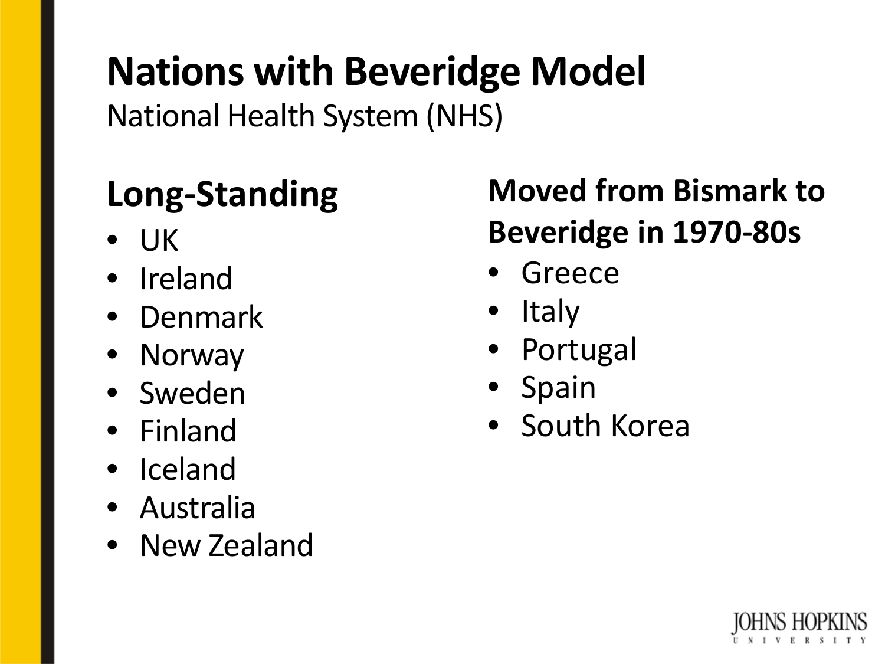# Nations with Beveridge Model

National Health System (NHS)

## Long-Standing

- UK
- Ireland
- Denmark
- Norway
- Sweden
- Finland
- Iceland
- Australia
- New Zealand

## Moved from Bismark to Beveridge in 1970-80s

- Greece
- Italy
- Portugal
- Spain
- South Korea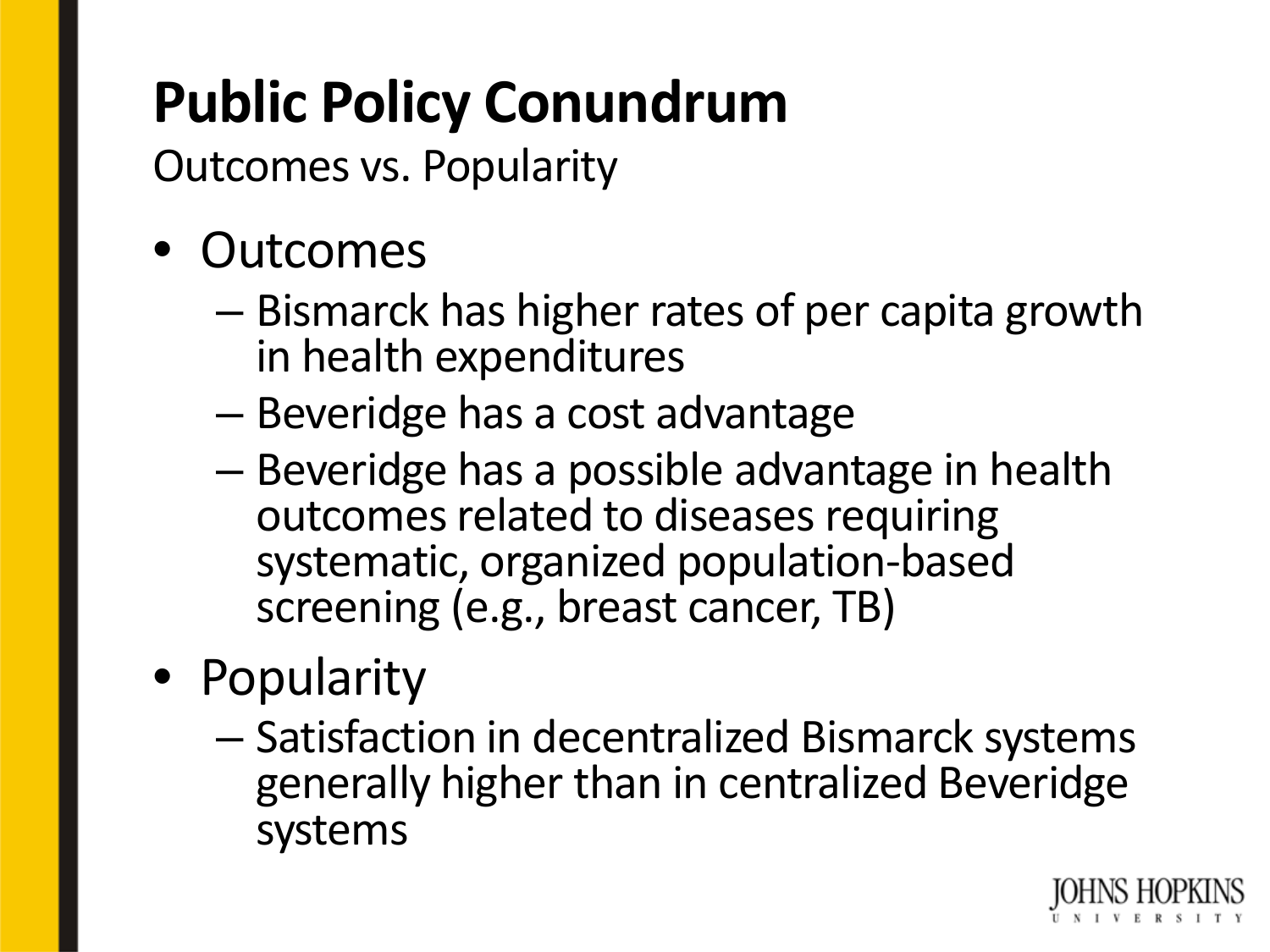# Public Policy Conundrum

Outcomes vs. Popularity

- Outcomes
  - Bismarck has higher rates of per capita growth in health expenditures
  - Beveridge has a cost advantage
  - Beveridge has a possible advantage in health outcomes related to diseases requiring systematic, organized population-based screening (e.g., breast cancer, TB)
- Popularity
  - Satisfaction in decentralized Bismarck systems generally higher than in centralized Beveridge systems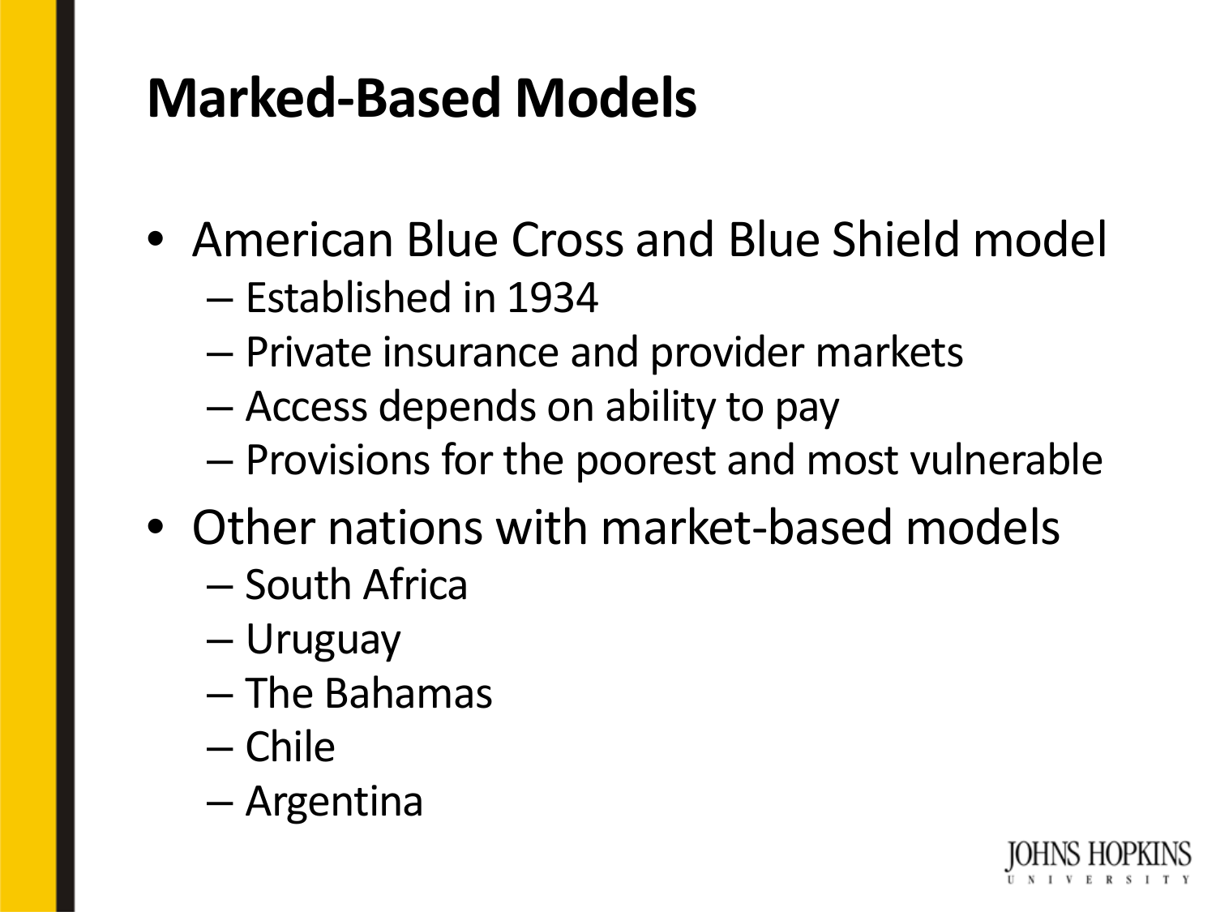# Marked-Based Models

- American Blue Cross and Blue Shield model
  - Established in 1934
  - Private insurance and provider markets
  - Access depends on ability to pay
  - Provisions for the poorest and most vulnerable
- Other nations with market-based models
  - South Africa
  - Uruguay
  - The Bahamas
  - Chile
  - Argentina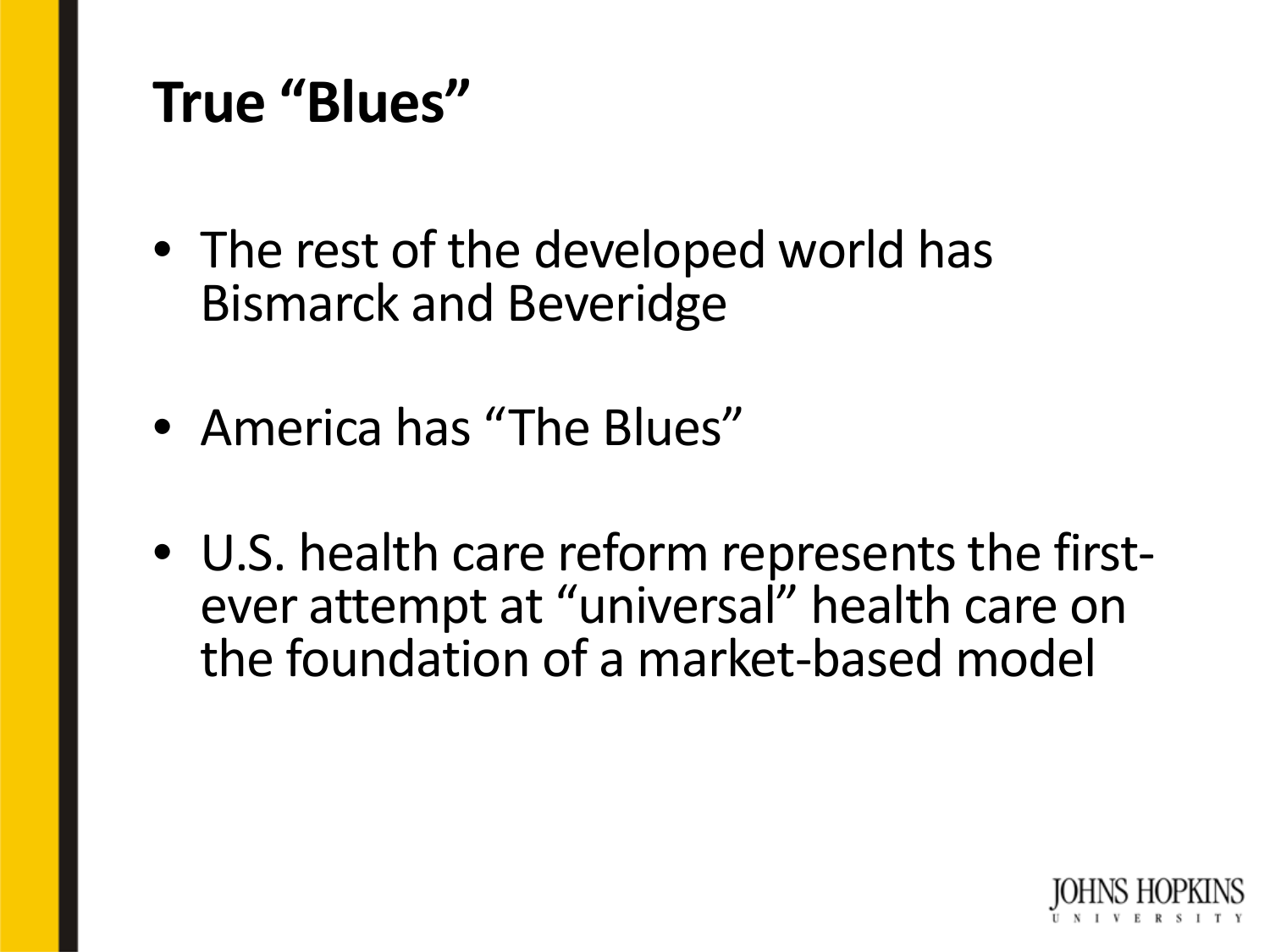# True "Blues"

- The rest of the developed world has Bismarck and Beveridge
- America has "The Blues"
- U.S. health care reform represents the first-ever attempt at "universal" health care on the foundation of a market-based model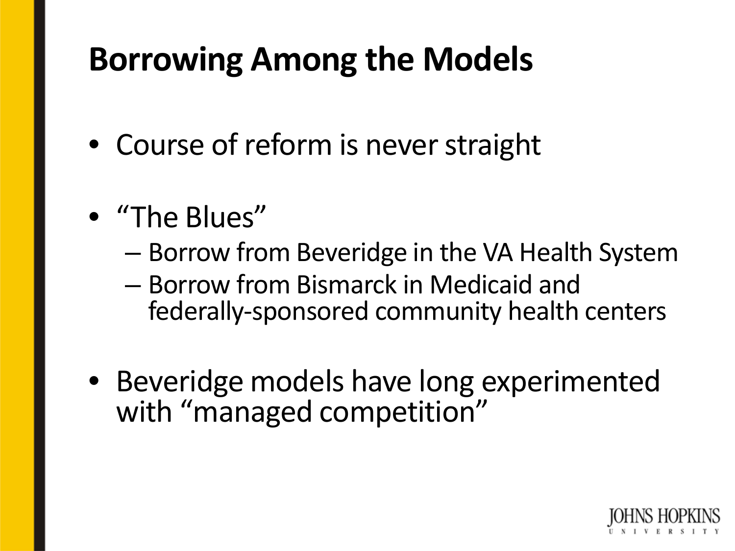# Borrowing Among the Models

- Course of reform is never straight
- "The Blues"
  - Borrow from Beveridge in the VA Health System
  - Borrow from Bismarck in Medicaid and federally-sponsored community health centers
- Beveridge models have long experimented with "managed competition"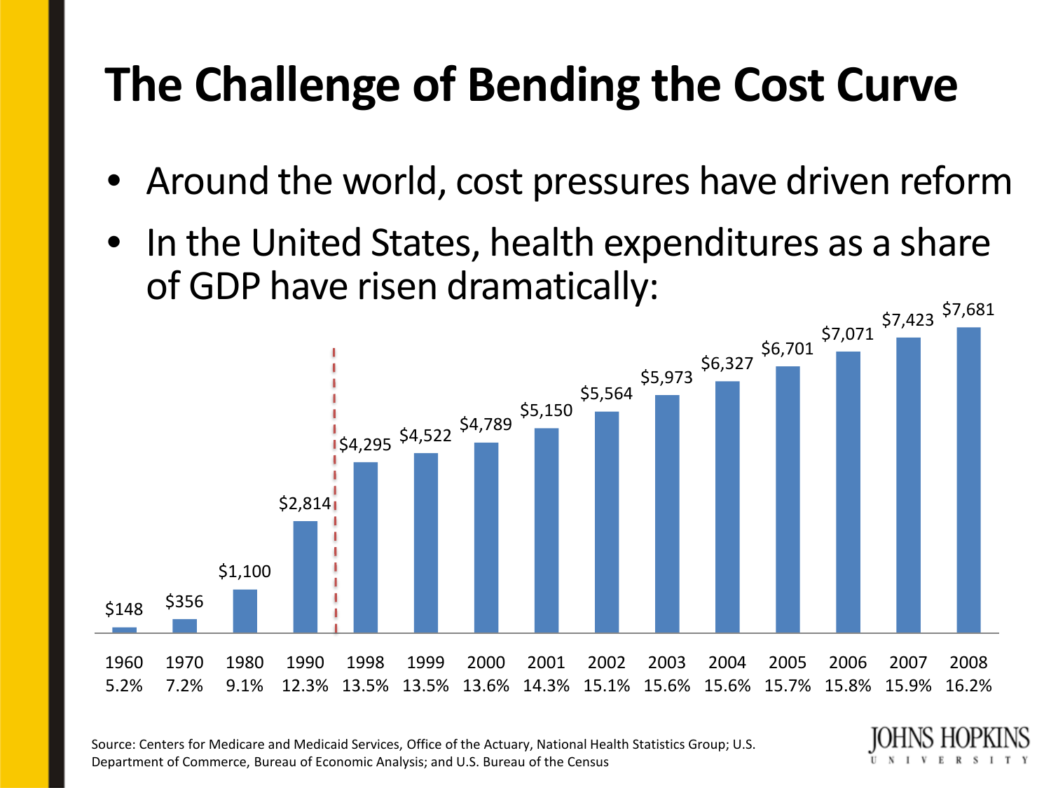# The Challenge of Bending the Cost Curve

- Around the world, cost pressures have driven reform
- In the United States, health expenditures as a share of GDP have risen dramatically:

| Year | Per capita health expenditure | Share of GDP |
|---|---|---|
| 1960 | $148 | 5.2% |
| 1970 | $356 | 7.2% |
| 1980 | $1,100 | 9.1% |
| 1990 | $2,814 | 12.3% |
| 1998 | $4,295 | 13.5% |
| 1999 | $4,522 | 13.5% |
| 2000 | $4,789 | 13.6% |
| 2001 | $5,150 | 14.3% |
| 2002 | $5,564 | 15.1% |
| 2003 | $5,973 | 15.6% |
| 2004 | $6,327 | 15.6% |
| 2005 | $6,701 | 15.7% |
| 2006 | $7,071 | 15.8% |
| 2007 | $7,423 | 15.9% |
| 2008 | $7,681 | 16.2% |

Source: Centers for Medicare and Medicaid Services, Office of the Actuary, National Health Statistics Group; U.S. Department of Commerce, Bureau of Economic Analysis; and U.S. Bureau of the Census

JOHNS HOPKINS UNIVERSITY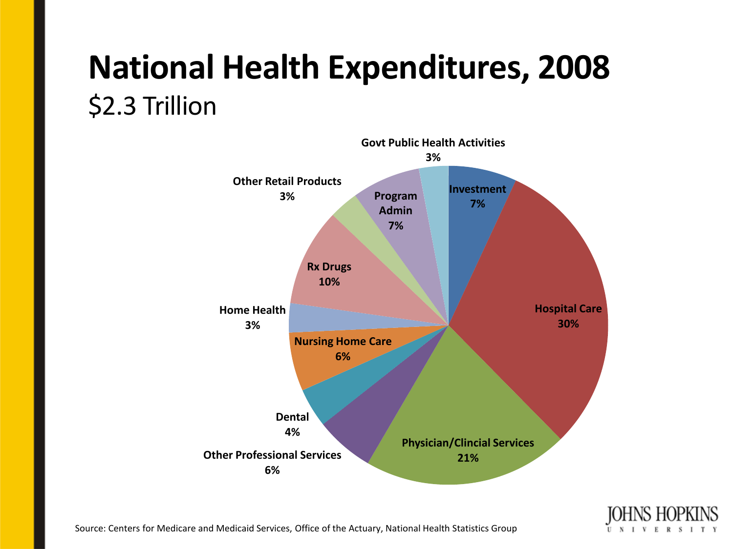# National Health Expenditures, 2008

$2.3 Trillion

Govt Public Health Activities 3%

Investment 7%

Hospital Care 30%

Physician/Clincial Services 21%

Other Professional Services 6%

Dental 4%

Nursing Home Care 6%

Home Health 3%

Rx Drugs 10%

Other Retail Products 3%

Program Admin 7%

Source: Centers for Medicare and Medicaid Services, Office of the Actuary, National Health Statistics Group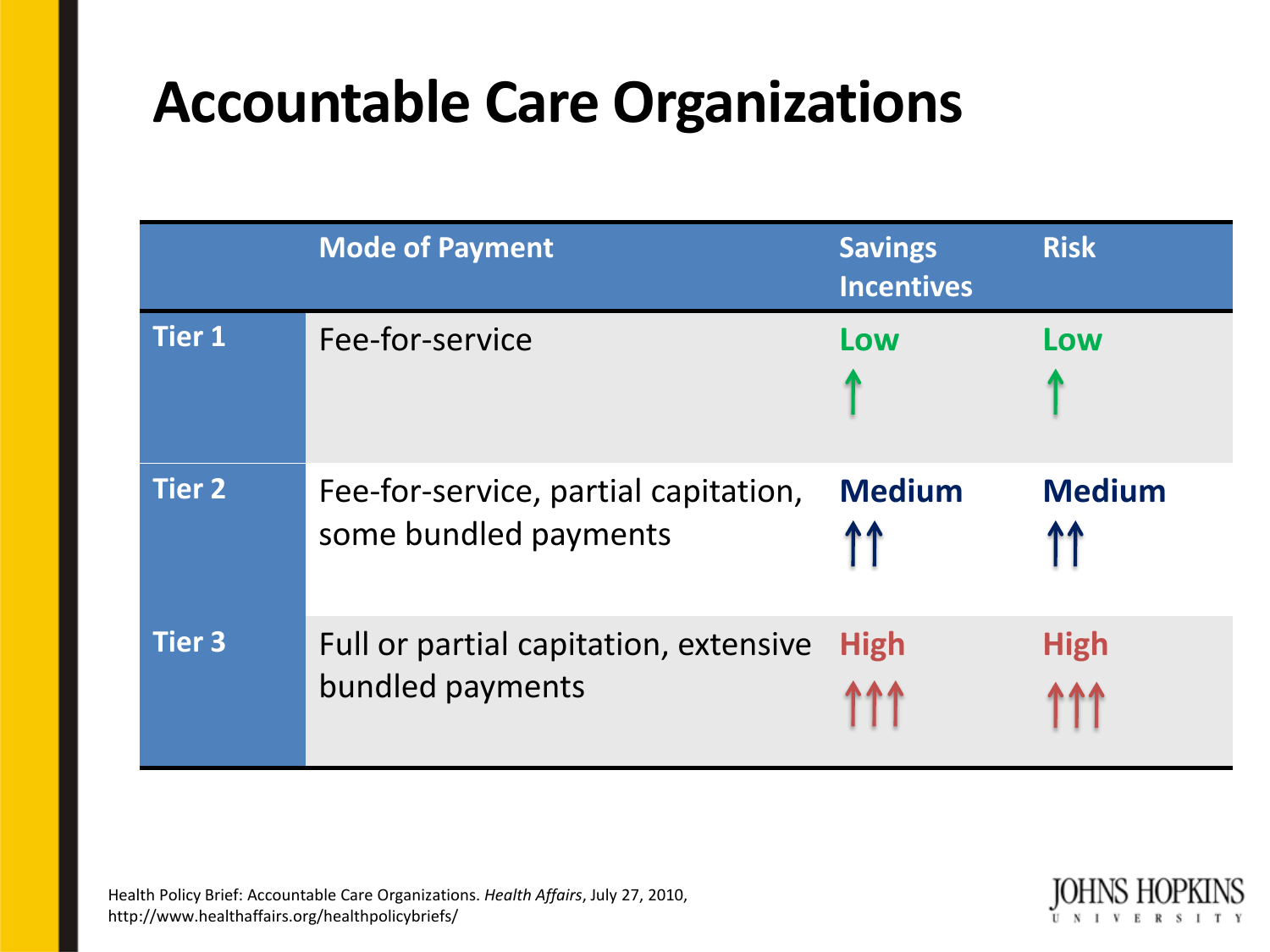# Accountable Care Organizations

| | Mode of Payment | Savings Incentives | Risk |
|---|---|---|---|
| **Tier 1** | Fee-for-service | Low ↑ | Low ↑ |
| **Tier 2** | Fee-for-service, partial capitation, some bundled payments | Medium ↑↑ | Medium ↑↑ |
| **Tier 3** | Full or partial capitation, extensive bundled payments | High ↑↑↑ | High ↑↑↑ |

Health Policy Brief: Accountable Care Organizations. *Health Affairs*, July 27, 2010, http://www.healthaffairs.org/healthpolicybriefs/

JOHNS HOPKINS UNIVERSITY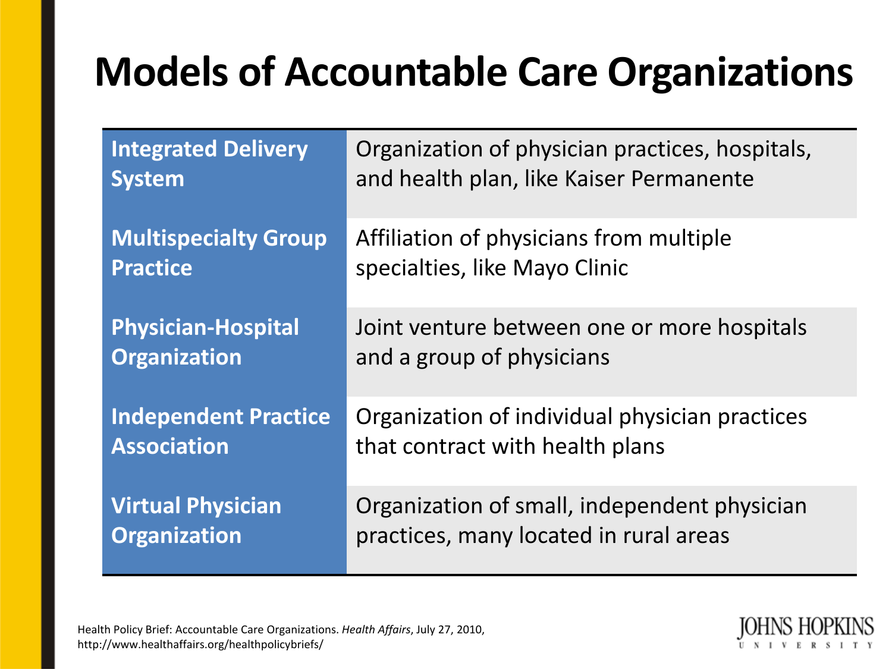# Models of Accountable Care Organizations

| Model | Description |
|---|---|
| **Integrated Delivery System** | Organization of physician practices, hospitals, and health plan, like Kaiser Permanente |
| **Multispecialty Group Practice** | Affiliation of physicians from multiple specialties, like Mayo Clinic |
| **Physician-Hospital Organization** | Joint venture between one or more hospitals and a group of physicians |
| **Independent Practice Association** | Organization of individual physician practices that contract with health plans |
| **Virtual Physician Organization** | Organization of small, independent physician practices, many located in rural areas |

Health Policy Brief: Accountable Care Organizations. *Health Affairs*, July 27, 2010, http://www.healthaffairs.org/healthpolicybriefs/

JOHNS HOPKINS UNIVERSITY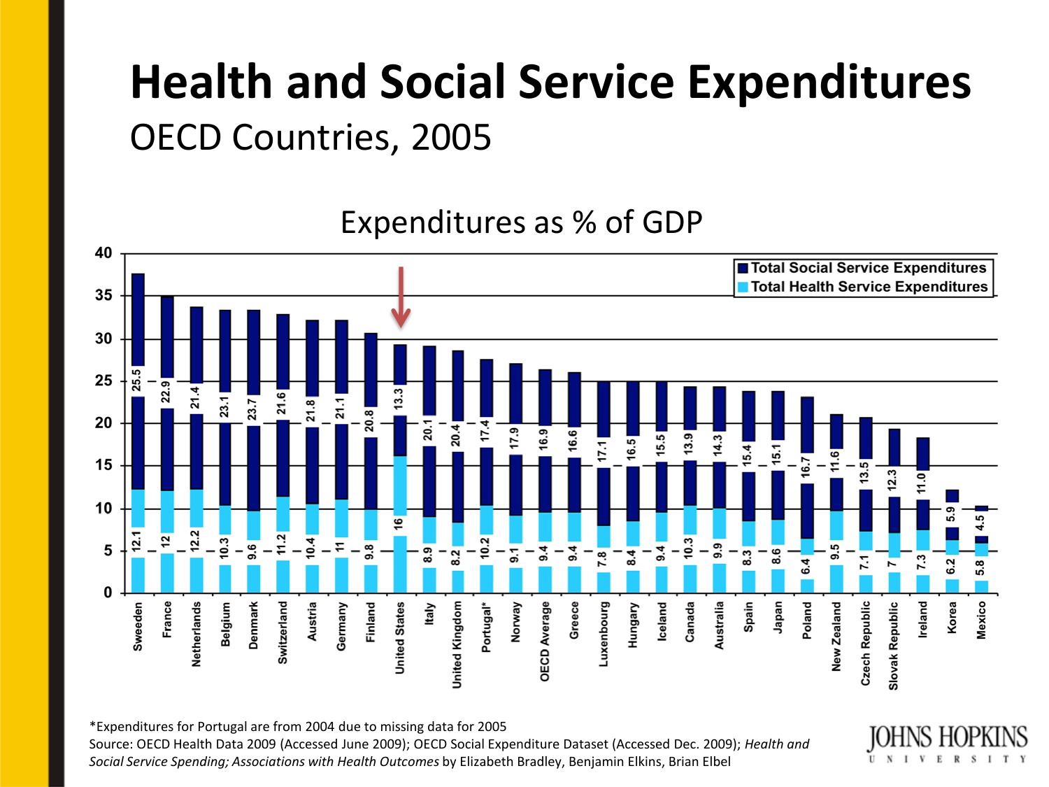# Health and Social Service Expenditures

OECD Countries, 2005

## Expenditures as % of GDP

| Country | Total Health Service Expenditures | Total Social Service Expenditures |
|---|---|---|
| Sweeden | 12.1 | 25.5 |
| France | 12 | 22.9 |
| Netherlands | 12.2 | 21.4 |
| Belgium | 10.3 | 23.1 |
| Denmark | 9.6 | 23.7 |
| Switzerland | 11.2 | 21.6 |
| Austria | 10.4 | 21.8 |
| Germany | 11 | 21.1 |
| Finland | 9.8 | 20.8 |
| United States | 16 | 13.3 |
| Italy | 8.9 | 20.1 |
| United Kingdom | 8.2 | 20.4 |
| Portugal* | 10.2 | 17.4 |
| Norway | 9.1 | 17.9 |
| OECD Average | 9.4 | 16.9 |
| Greece | 9.4 | 16.6 |
| Luxenbourg | 7.8 | 17.1 |
| Hungary | 8.4 | 16.5 |
| Iceland | 9.4 | 15.5 |
| Canada | 10.3 | 13.9 |
| Australia | 9.9 | 14.3 |
| Spain | 8.3 | 15.4 |
| Japan | 8.6 | 15.1 |
| Poland | 6.4 | 16.7 |
| New Zealand | 9.5 | 11.6 |
| Czech Republic | 7.1 | 13.5 |
| Slovak Republic | 7 | 12.3 |
| Ireland | 7.3 | 11.0 |
| Korea | 6.2 | 5.9 |
| Mexico | 5.8 | 4.5 |

*Expenditures for Portugal are from 2004 due to missing data for 2005

Source: OECD Health Data 2009 (Accessed June 2009); OECD Social Expenditure Dataset (Accessed Dec. 2009); *Health and Social Service Spending; Associations with Health Outcomes* by Elizabeth Bradley, Benjamin Elkins, Brian Elbel

JOHNS HOPKINS UNIVERSITY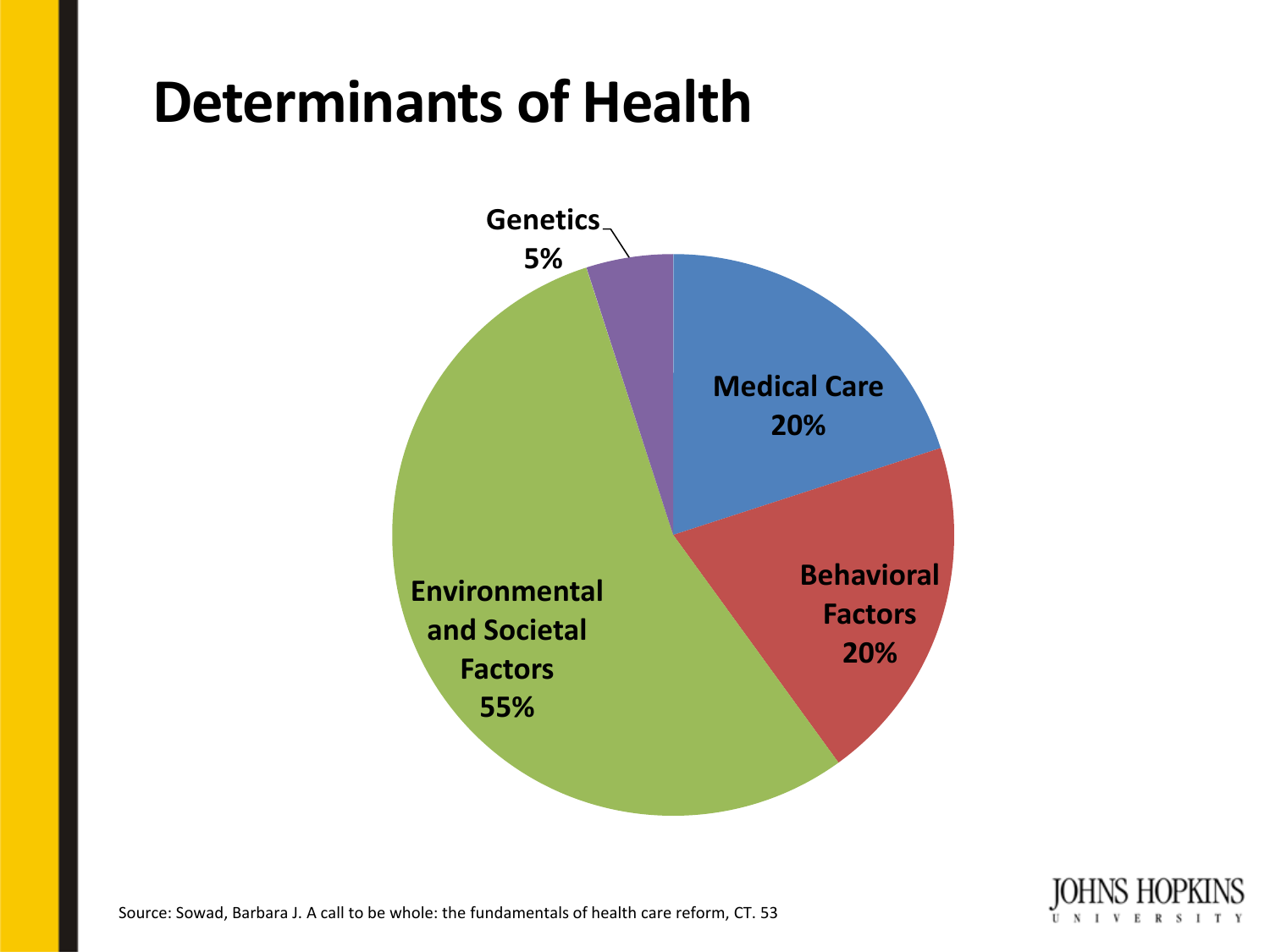# Determinants of Health

- Genetics 5%
- Medical Care 20%
- Behavioral Factors 20%
- Environmental and Societal Factors 55%

Source: Sowad, Barbara J. A call to be whole: the fundamentals of health care reform, CT. 53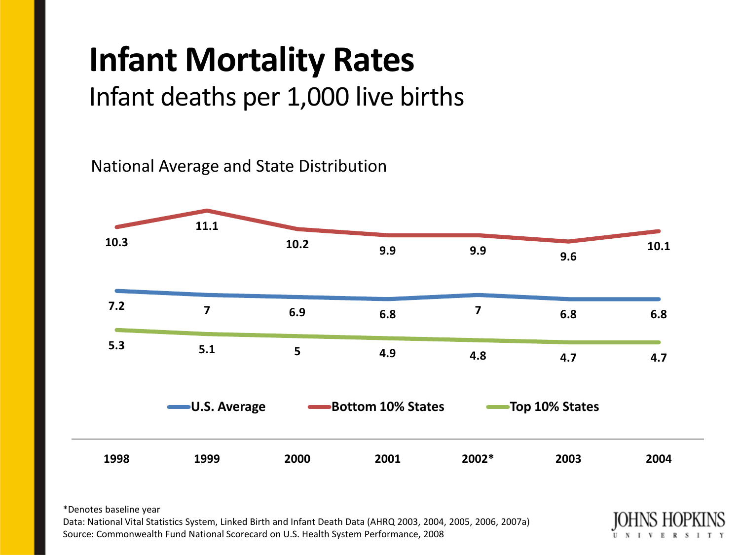# Infant Mortality Rates

Infant deaths per 1,000 live births

National Average and State Distribution

| | 1998 | 1999 | 2000 | 2001 | 2002* | 2003 | 2004 |
|---|---|---|---|---|---|---|---|
| U.S. Average | 7.2 | 7 | 6.9 | 6.8 | 7 | 6.8 | 6.8 |
| Bottom 10% States | 10.3 | 11.1 | 10.2 | 9.9 | 9.9 | 9.6 | 10.1 |
| Top 10% States | 5.3 | 5.1 | 5 | 4.9 | 4.8 | 4.7 | 4.7 |

*Denotes baseline year

Data: National Vital Statistics System, Linked Birth and Infant Death Data (AHRQ 2003, 2004, 2005, 2006, 2007a)

Source: Commonwealth Fund National Scorecard on U.S. Health System Performance, 2008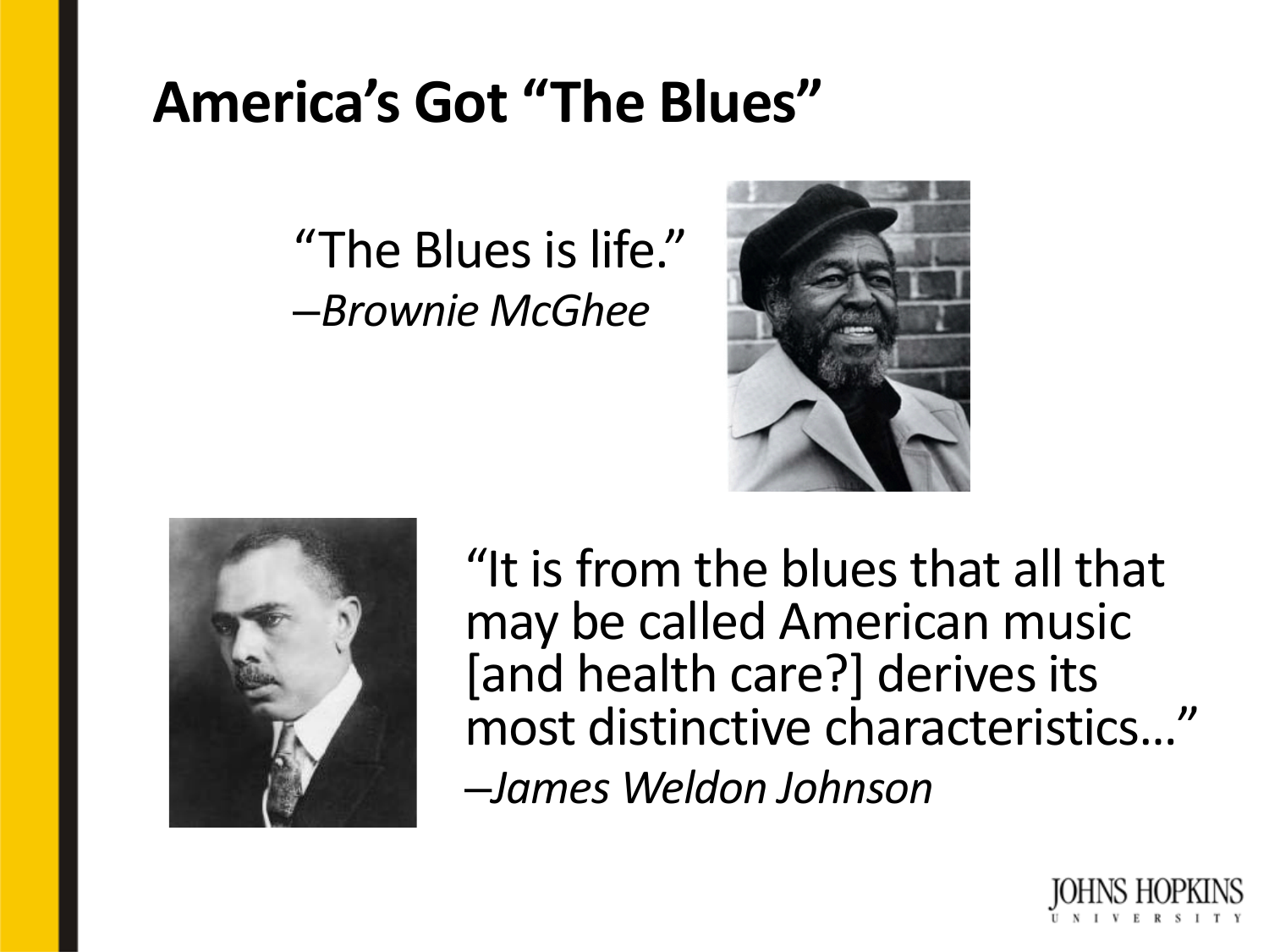# America's Got "The Blues"

"The Blues is life."
–*Brownie McGhee*

"It is from the blues that all that may be called American music [and health care?] derives its most distinctive characteristics…"
–*James Weldon Johnson*